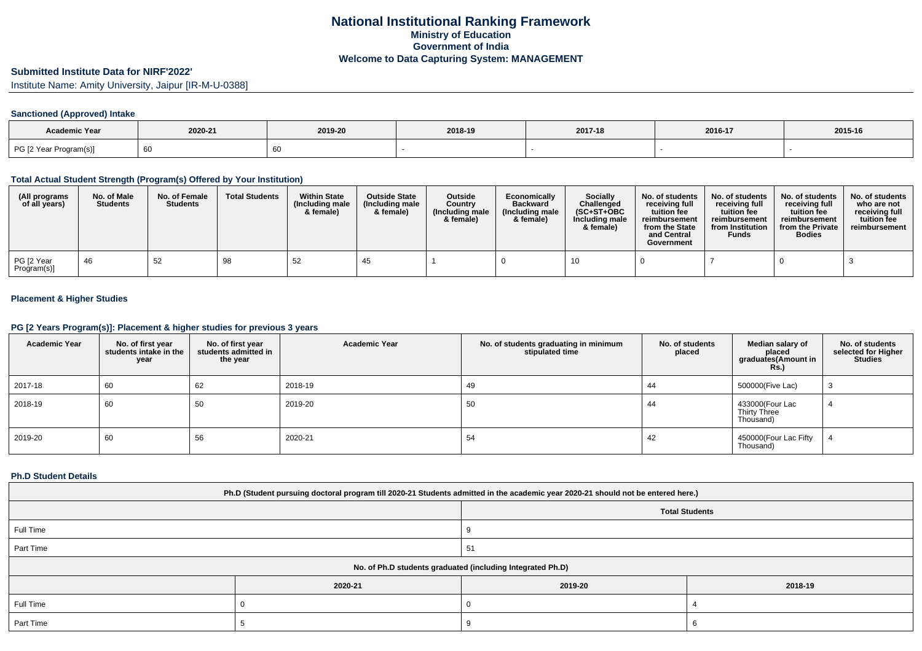# National Institutional Ranking Framework

## Ministry of Education

## Government of India

## Welcome to Data Capturing System: MANAGEMENT

### Submitted Institute Data for NIRF'2022'

Institute Name: Amity University, Jaipur [IR-M-U-0388]

### Sanctioned (Approved) Intake

| Academic Year | 2020-21 | 2019-20 | 2018-19 | 2017-18 | 2016-17 | 2015-16 |
|---|---|---|---|---|---|---|
| PG [2 Year Program(s)] | 60 | 60 | - | - | - | - |

### Total Actual Student Strength (Program(s) Offered by Your Institution)

| (All programs of all years) | No. of Male Students | No. of Female Students | Total Students | Within State (Including male & female) | Outside State (Including male & female) | Outside Country (Including male & female) | Economically Backward (Including male & female) | Socially Challenged (SC+ST+OBC Including male & female) | No. of students receiving full tuition fee reimbursement from the State and Central Government | No. of students receiving full tuition fee reimbursement from Institution Funds | No. of students receiving full tuition fee reimbursement from the Private Bodies | No. of students who are not receiving full tuition fee reimbursement |
|---|---|---|---|---|---|---|---|---|---|---|---|---|
| PG [2 Year Program(s)] | 46 | 52 | 98 | 52 | 45 | 1 | 0 | 10 | 0 | 7 | 0 | 3 |

### Placement & Higher Studies

### PG [2 Years Program(s)]: Placement & higher studies for previous 3 years

| Academic Year | No. of first year students intake in the year | No. of first year students admitted in the year | Academic Year | No. of students graduating in minimum stipulated time | No. of students placed | Median salary of placed graduates(Amount in Rs.) | No. of students selected for Higher Studies |
|---|---|---|---|---|---|---|---|
| 2017-18 | 60 | 62 | 2018-19 | 49 | 44 | 500000(Five Lac) | 3 |
| 2018-19 | 60 | 50 | 2019-20 | 50 | 44 | 433000(Four Lac Thirty Three Thousand) | 4 |
| 2019-20 | 60 | 56 | 2020-21 | 54 | 42 | 450000(Four Lac Fifty Thousand) | 4 |

### Ph.D Student Details

| Ph.D (Student pursuing doctoral program till 2020-21 Students admitted in the academic year 2020-21 should not be entered here.) | | | |
|---|---|---|---|
| | Total Students | | |
| Full Time | 9 | | |
| Part Time | 51 | | |
| No. of Ph.D students graduated (including Integrated Ph.D) | | | |
| | 2020-21 | 2019-20 | 2018-19 |
| Full Time | 0 | 0 | 4 |
| Part Time | 5 | 9 | 6 |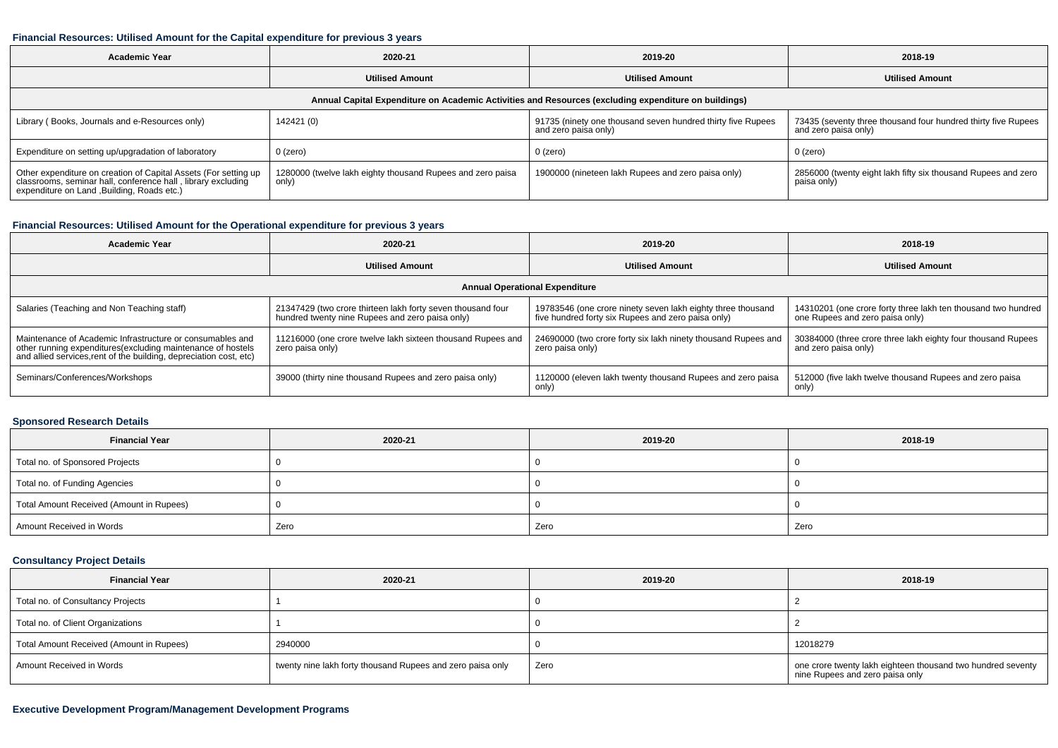### Financial Resources: Utilised Amount for the Capital expenditure for previous 3 years

| Academic Year | 2020-21 | 2019-20 | 2018-19 |
| --- | --- | --- | --- |
| | Utilised Amount | Utilised Amount | Utilised Amount |
| Annual Capital Expenditure on Academic Activities and Resources (excluding expenditure on buildings) | | | |
| Library ( Books, Journals and e-Resources only) | 142421 (0) | 91735 (ninety one thousand seven hundred thirty five Rupees and zero paisa only) | 73435 (seventy three thousand four hundred thirty five Rupees and zero paisa only) |
| Expenditure on setting up/upgradation of laboratory | 0 (zero) | 0 (zero) | 0 (zero) |
| Other expenditure on creation of Capital Assets (For setting up classrooms, seminar hall, conference hall , library excluding expenditure on Land ,Building, Roads etc.) | 1280000 (twelve lakh eighty thousand Rupees and zero paisa only) | 1900000 (nineteen lakh Rupees and zero paisa only) | 2856000 (twenty eight lakh fifty six thousand Rupees and zero paisa only) |

### Financial Resources: Utilised Amount for the Operational expenditure for previous 3 years

| Academic Year | 2020-21 | 2019-20 | 2018-19 |
| --- | --- | --- | --- |
| | Utilised Amount | Utilised Amount | Utilised Amount |
| Annual Operational Expenditure | | | |
| Salaries (Teaching and Non Teaching staff) | 21347429 (two crore thirteen lakh forty seven thousand four hundred twenty nine Rupees and zero paisa only) | 19783546 (one crore ninety seven lakh eighty three thousand five hundred forty six Rupees and zero paisa only) | 14310201 (one crore forty three lakh ten thousand two hundred one Rupees and zero paisa only) |
| Maintenance of Academic Infrastructure or consumables and other running expenditures(excluding maintenance of hostels and allied services,rent of the building, depreciation cost, etc) | 11216000 (one crore twelve lakh sixteen thousand Rupees and zero paisa only) | 24690000 (two crore forty six lakh ninety thousand Rupees and zero paisa only) | 30384000 (three crore three lakh eighty four thousand Rupees and zero paisa only) |
| Seminars/Conferences/Workshops | 39000 (thirty nine thousand Rupees and zero paisa only) | 1120000 (eleven lakh twenty thousand Rupees and zero paisa only) | 512000 (five lakh twelve thousand Rupees and zero paisa only) |

### Sponsored Research Details

| Financial Year | 2020-21 | 2019-20 | 2018-19 |
| --- | --- | --- | --- |
| Total no. of Sponsored Projects | 0 | 0 | 0 |
| Total no. of Funding Agencies | 0 | 0 | 0 |
| Total Amount Received (Amount in Rupees) | 0 | 0 | 0 |
| Amount Received in Words | Zero | Zero | Zero |

### Consultancy Project Details

| Financial Year | 2020-21 | 2019-20 | 2018-19 |
| --- | --- | --- | --- |
| Total no. of Consultancy Projects | 1 | 0 | 2 |
| Total no. of Client Organizations | 1 | 0 | 2 |
| Total Amount Received (Amount in Rupees) | 2940000 | 0 | 12018279 |
| Amount Received in Words | twenty nine lakh forty thousand Rupees and zero paisa only | Zero | one crore twenty lakh eighteen thousand two hundred seventy nine Rupees and zero paisa only |

### Executive Development Program/Management Development Programs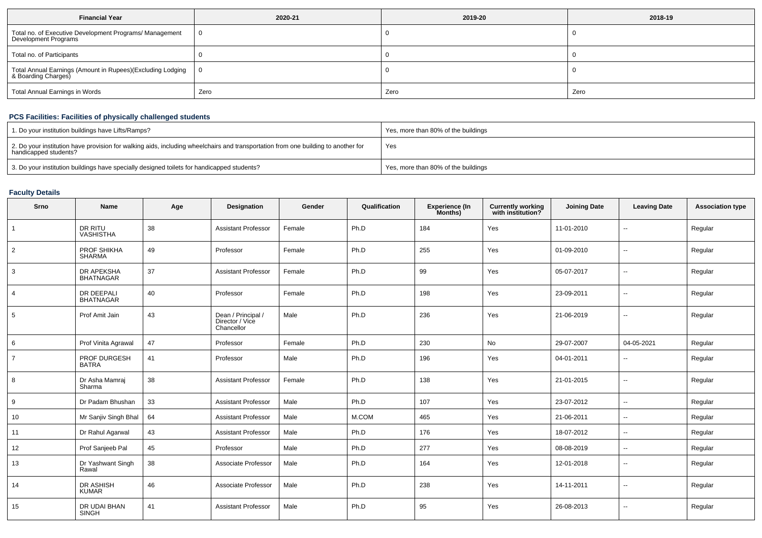| Financial Year | 2020-21 | 2019-20 | 2018-19 |
| --- | --- | --- | --- |
| Total no. of Executive Development Programs/ Management Development Programs | 0 | 0 | 0 |
| Total no. of Participants | 0 | 0 | 0 |
| Total Annual Earnings (Amount in Rupees)(Excluding Lodging & Boarding Charges) | 0 | 0 | 0 |
| Total Annual Earnings in Words | Zero | Zero | Zero |

## PCS Facilities: Facilities of physically challenged students

| | |
| --- | --- |
| 1. Do your institution buildings have Lifts/Ramps? | Yes, more than 80% of the buildings |
| 2. Do your institution have provision for walking aids, including wheelchairs and transportation from one building to another for handicapped students? | Yes |
| 3. Do your institution buildings have specially designed toilets for handicapped students? | Yes, more than 80% of the buildings |

## Faculty Details

| Srno | Name | Age | Designation | Gender | Qualification | Experience (In Months) | Currently working with institution? | Joining Date | Leaving Date | Association type |
| --- | --- | --- | --- | --- | --- | --- | --- | --- | --- | --- |
| 1 | DR RITU VASHISTHA | 38 | Assistant Professor | Female | Ph.D | 184 | Yes | 11-01-2010 | -- | Regular |
| 2 | PROF SHIKHA SHARMA | 49 | Professor | Female | Ph.D | 255 | Yes | 01-09-2010 | -- | Regular |
| 3 | DR APEKSHA BHATNAGAR | 37 | Assistant Professor | Female | Ph.D | 99 | Yes | 05-07-2017 | -- | Regular |
| 4 | DR DEEPALI BHATNAGAR | 40 | Professor | Female | Ph.D | 198 | Yes | 23-09-2011 | -- | Regular |
| 5 | Prof Amit Jain | 43 | Dean / Principal / Director / Vice Chancellor | Male | Ph.D | 236 | Yes | 21-06-2019 | -- | Regular |
| 6 | Prof Vinita Agrawal | 47 | Professor | Female | Ph.D | 230 | No | 29-07-2007 | 04-05-2021 | Regular |
| 7 | PROF DURGESH BATRA | 41 | Professor | Male | Ph.D | 196 | Yes | 04-01-2011 | -- | Regular |
| 8 | Dr Asha Mamraj Sharma | 38 | Assistant Professor | Female | Ph.D | 138 | Yes | 21-01-2015 | -- | Regular |
| 9 | Dr Padam Bhushan | 33 | Assistant Professor | Male | Ph.D | 107 | Yes | 23-07-2012 | -- | Regular |
| 10 | Mr Sanjiv Singh Bhal | 64 | Assistant Professor | Male | M.COM | 465 | Yes | 21-06-2011 | -- | Regular |
| 11 | Dr Rahul Agarwal | 43 | Assistant Professor | Male | Ph.D | 176 | Yes | 18-07-2012 | -- | Regular |
| 12 | Prof Sanjeeb Pal | 45 | Professor | Male | Ph.D | 277 | Yes | 08-08-2019 | -- | Regular |
| 13 | Dr Yashwant Singh Rawal | 38 | Associate Professor | Male | Ph.D | 164 | Yes | 12-01-2018 | -- | Regular |
| 14 | DR ASHISH KUMAR | 46 | Associate Professor | Male | Ph.D | 238 | Yes | 14-11-2011 | -- | Regular |
| 15 | DR UDAI BHAN SINGH | 41 | Assistant Professor | Male | Ph.D | 95 | Yes | 26-08-2013 | -- | Regular |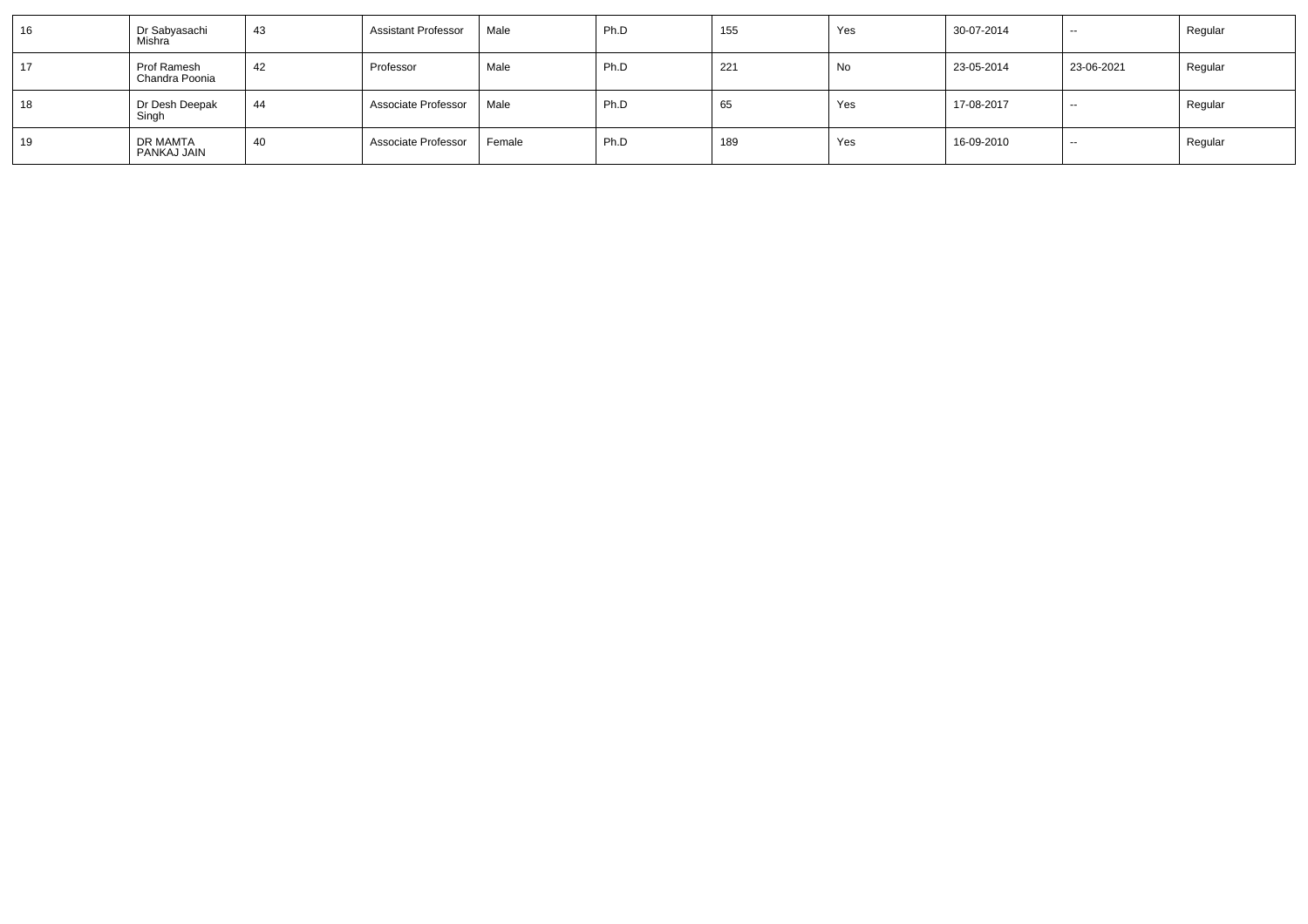| | | | | | | | | | | |
|---|---|---|---|---|---|---|---|---|---|---|
| 16 | Dr Sabyasachi Mishra | 43 | Assistant Professor | Male | Ph.D | 155 | Yes | 30-07-2014 | -- | Regular |
| 17 | Prof Ramesh Chandra Poonia | 42 | Professor | Male | Ph.D | 221 | No | 23-05-2014 | 23-06-2021 | Regular |
| 18 | Dr Desh Deepak Singh | 44 | Associate Professor | Male | Ph.D | 65 | Yes | 17-08-2017 | -- | Regular |
| 19 | DR MAMTA PANKAJ JAIN | 40 | Associate Professor | Female | Ph.D | 189 | Yes | 16-09-2010 | -- | Regular |